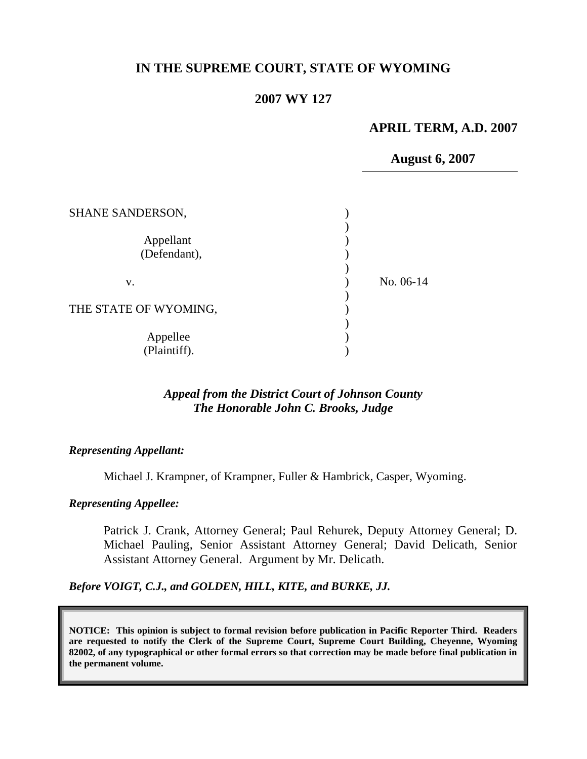# IN THE SUPREME COURT, STATE OF WYOMING

## 2007 WY 127

**APRIL TERM, A.D. 2007**

**August 6, 2007**

SHANE SANDERSON,

Appellant
(Defendant),

v.

THE STATE OF WYOMING,

Appellee
(Plaintiff).

No. 06-14

***Appeal from the District Court of Johnson County***
***The Honorable John C. Brooks, Judge***

***Representing Appellant:***

Michael J. Krampner, of Krampner, Fuller & Hambrick, Casper, Wyoming.

***Representing Appellee:***

Patrick J. Crank, Attorney General; Paul Rehurek, Deputy Attorney General; D. Michael Pauling, Senior Assistant Attorney General; David Delicath, Senior Assistant Attorney General. Argument by Mr. Delicath.

***Before VOIGT, C.J., and GOLDEN, HILL, KITE, and BURKE, JJ.***

**NOTICE: This opinion is subject to formal revision before publication in Pacific Reporter Third. Readers are requested to notify the Clerk of the Supreme Court, Supreme Court Building, Cheyenne, Wyoming 82002, of any typographical or other formal errors so that correction may be made before final publication in the permanent volume.**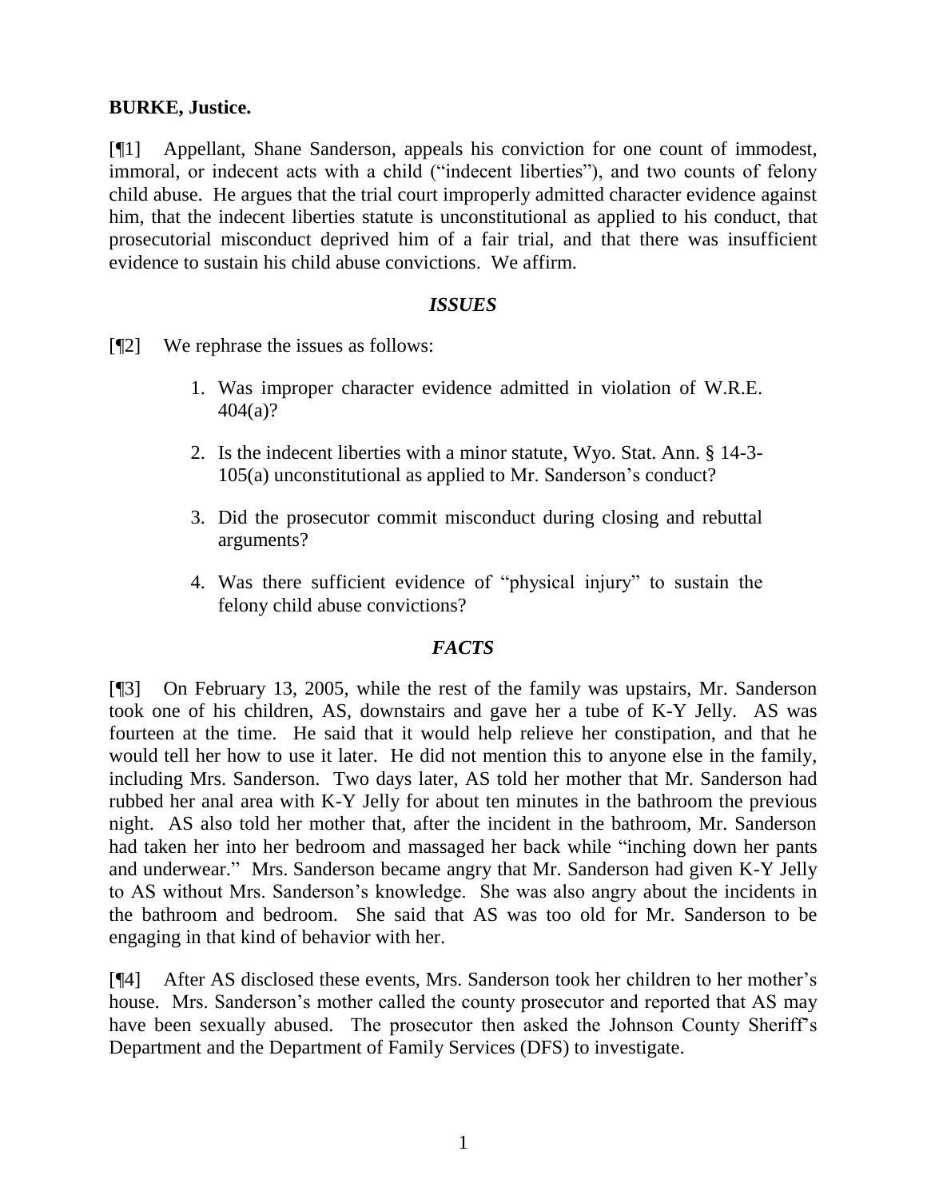**BURKE, Justice.**

[¶1] Appellant, Shane Sanderson, appeals his conviction for one count of immodest, immoral, or indecent acts with a child ("indecent liberties"), and two counts of felony child abuse. He argues that the trial court improperly admitted character evidence against him, that the indecent liberties statute is unconstitutional as applied to his conduct, that prosecutorial misconduct deprived him of a fair trial, and that there was insufficient evidence to sustain his child abuse convictions. We affirm.

***ISSUES***

[¶2] We rephrase the issues as follows:

1. Was improper character evidence admitted in violation of W.R.E. 404(a)?
2. Is the indecent liberties with a minor statute, Wyo. Stat. Ann. § 14-3-105(a) unconstitutional as applied to Mr. Sanderson's conduct?
3. Did the prosecutor commit misconduct during closing and rebuttal arguments?
4. Was there sufficient evidence of "physical injury" to sustain the felony child abuse convictions?

***FACTS***

[¶3] On February 13, 2005, while the rest of the family was upstairs, Mr. Sanderson took one of his children, AS, downstairs and gave her a tube of K-Y Jelly. AS was fourteen at the time. He said that it would help relieve her constipation, and that he would tell her how to use it later. He did not mention this to anyone else in the family, including Mrs. Sanderson. Two days later, AS told her mother that Mr. Sanderson had rubbed her anal area with K-Y Jelly for about ten minutes in the bathroom the previous night. AS also told her mother that, after the incident in the bathroom, Mr. Sanderson had taken her into her bedroom and massaged her back while "inching down her pants and underwear." Mrs. Sanderson became angry that Mr. Sanderson had given K-Y Jelly to AS without Mrs. Sanderson's knowledge. She was also angry about the incidents in the bathroom and bedroom. She said that AS was too old for Mr. Sanderson to be engaging in that kind of behavior with her.

[¶4] After AS disclosed these events, Mrs. Sanderson took her children to her mother's house. Mrs. Sanderson's mother called the county prosecutor and reported that AS may have been sexually abused. The prosecutor then asked the Johnson County Sheriff's Department and the Department of Family Services (DFS) to investigate.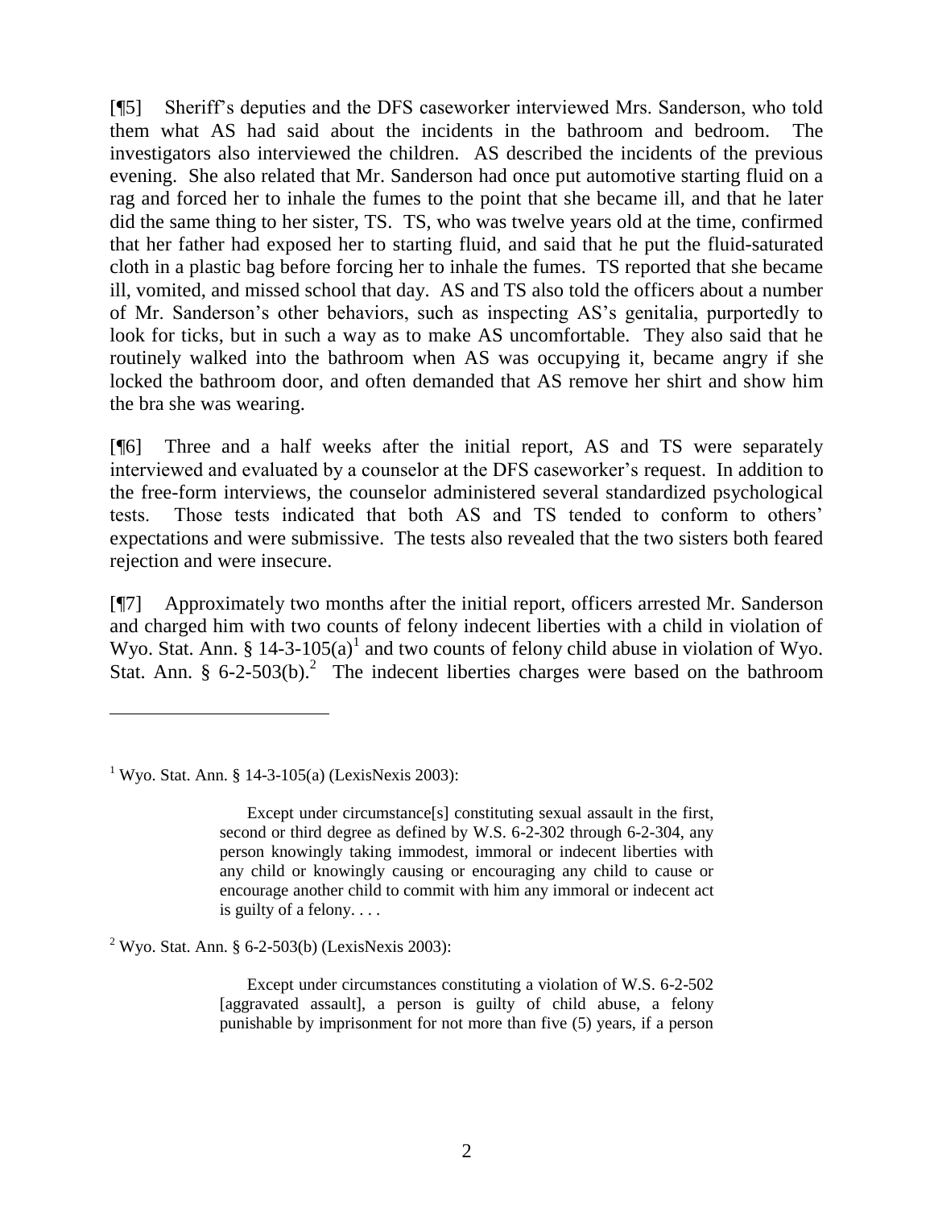[¶5] Sheriff's deputies and the DFS caseworker interviewed Mrs. Sanderson, who told them what AS had said about the incidents in the bathroom and bedroom. The investigators also interviewed the children. AS described the incidents of the previous evening. She also related that Mr. Sanderson had once put automotive starting fluid on a rag and forced her to inhale the fumes to the point that she became ill, and that he later did the same thing to her sister, TS. TS, who was twelve years old at the time, confirmed that her father had exposed her to starting fluid, and said that he put the fluid-saturated cloth in a plastic bag before forcing her to inhale the fumes. TS reported that she became ill, vomited, and missed school that day. AS and TS also told the officers about a number of Mr. Sanderson's other behaviors, such as inspecting AS's genitalia, purportedly to look for ticks, but in such a way as to make AS uncomfortable. They also said that he routinely walked into the bathroom when AS was occupying it, became angry if she locked the bathroom door, and often demanded that AS remove her shirt and show him the bra she was wearing.

[¶6] Three and a half weeks after the initial report, AS and TS were separately interviewed and evaluated by a counselor at the DFS caseworker's request. In addition to the free-form interviews, the counselor administered several standardized psychological tests. Those tests indicated that both AS and TS tended to conform to others' expectations and were submissive. The tests also revealed that the two sisters both feared rejection and were insecure.

[¶7] Approximately two months after the initial report, officers arrested Mr. Sanderson and charged him with two counts of felony indecent liberties with a child in violation of Wyo. Stat. Ann. § 14-3-105(a)[1] and two counts of felony child abuse in violation of Wyo. Stat. Ann. § 6-2-503(b).[2] The indecent liberties charges were based on the bathroom

---

[1] Wyo. Stat. Ann. § 14-3-105(a) (LexisNexis 2003):

> Except under circumstance[s] constituting sexual assault in the first, second or third degree as defined by W.S. 6-2-302 through 6-2-304, any person knowingly taking immodest, immoral or indecent liberties with any child or knowingly causing or encouraging any child to cause or encourage another child to commit with him any immoral or indecent act is guilty of a felony. . . .

[2] Wyo. Stat. Ann. § 6-2-503(b) (LexisNexis 2003):

> Except under circumstances constituting a violation of W.S. 6-2-502 [aggravated assault], a person is guilty of child abuse, a felony punishable by imprisonment for not more than five (5) years, if a person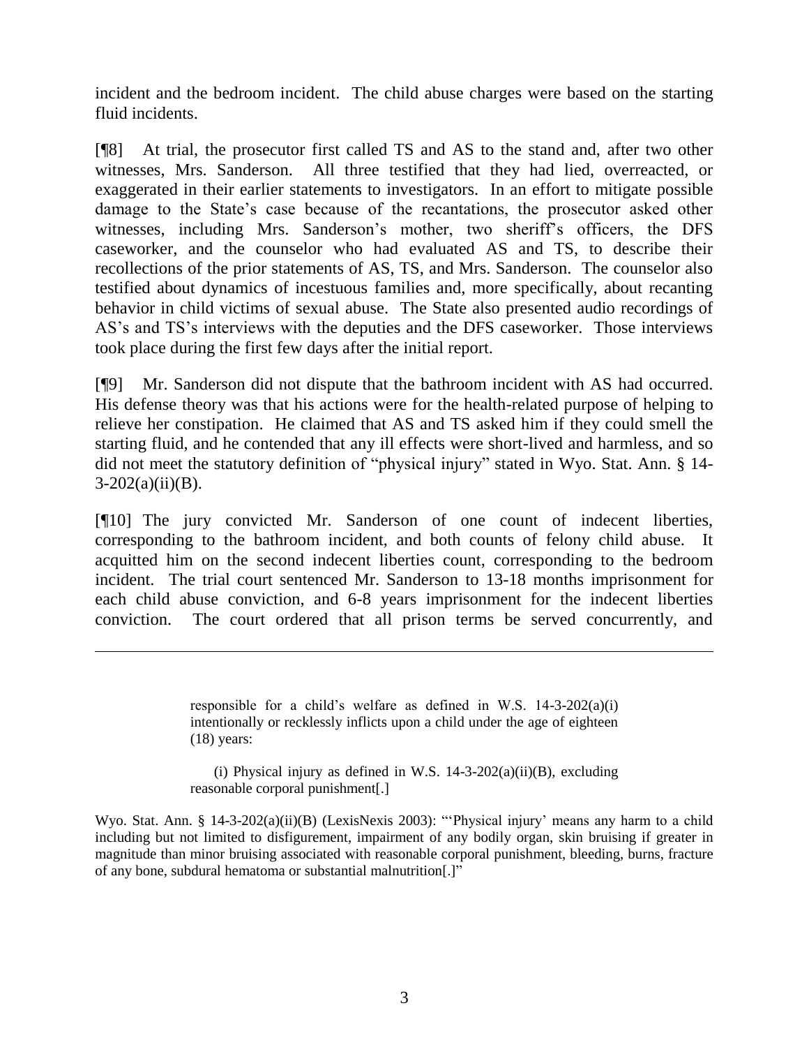incident and the bedroom incident. The child abuse charges were based on the starting fluid incidents.

[¶8] At trial, the prosecutor first called TS and AS to the stand and, after two other witnesses, Mrs. Sanderson. All three testified that they had lied, overreacted, or exaggerated in their earlier statements to investigators. In an effort to mitigate possible damage to the State's case because of the recantations, the prosecutor asked other witnesses, including Mrs. Sanderson's mother, two sheriff's officers, the DFS caseworker, and the counselor who had evaluated AS and TS, to describe their recollections of the prior statements of AS, TS, and Mrs. Sanderson. The counselor also testified about dynamics of incestuous families and, more specifically, about recanting behavior in child victims of sexual abuse. The State also presented audio recordings of AS's and TS's interviews with the deputies and the DFS caseworker. Those interviews took place during the first few days after the initial report.

[¶9] Mr. Sanderson did not dispute that the bathroom incident with AS had occurred. His defense theory was that his actions were for the health-related purpose of helping to relieve her constipation. He claimed that AS and TS asked him if they could smell the starting fluid, and he contended that any ill effects were short-lived and harmless, and so did not meet the statutory definition of "physical injury" stated in Wyo. Stat. Ann. § 14-3-202(a)(ii)(B).

[¶10] The jury convicted Mr. Sanderson of one count of indecent liberties, corresponding to the bathroom incident, and both counts of felony child abuse. It acquitted him on the second indecent liberties count, corresponding to the bedroom incident. The trial court sentenced Mr. Sanderson to 13-18 months imprisonment for each child abuse conviction, and 6-8 years imprisonment for the indecent liberties conviction. The court ordered that all prison terms be served concurrently, and

---

> responsible for a child's welfare as defined in W.S. 14-3-202(a)(i) intentionally or recklessly inflicts upon a child under the age of eighteen (18) years:
>
> (i) Physical injury as defined in W.S. 14-3-202(a)(ii)(B), excluding reasonable corporal punishment[.]

Wyo. Stat. Ann. § 14-3-202(a)(ii)(B) (LexisNexis 2003): "'Physical injury' means any harm to a child including but not limited to disfigurement, impairment of any bodily organ, skin bruising if greater in magnitude than minor bruising associated with reasonable corporal punishment, bleeding, burns, fracture of any bone, subdural hematoma or substantial malnutrition[.]"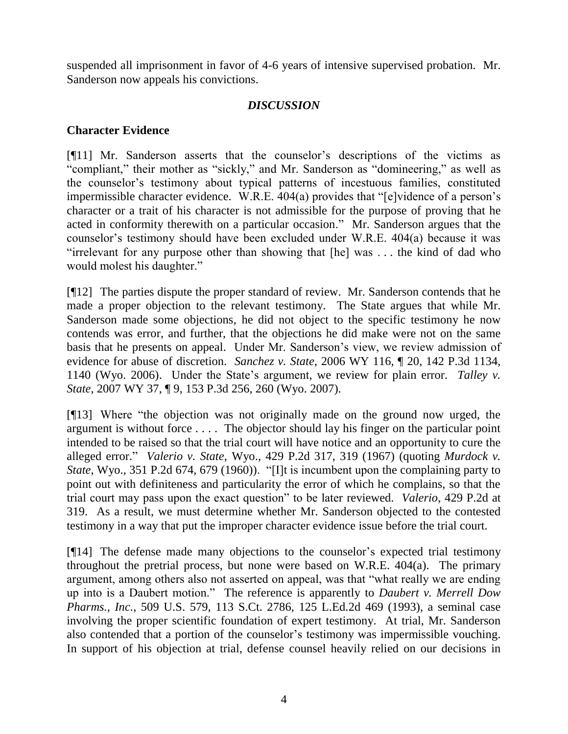suspended all imprisonment in favor of 4-6 years of intensive supervised probation. Mr. Sanderson now appeals his convictions.

## *DISCUSSION*

### Character Evidence

[¶11] Mr. Sanderson asserts that the counselor's descriptions of the victims as "compliant," their mother as "sickly," and Mr. Sanderson as "domineering," as well as the counselor's testimony about typical patterns of incestuous families, constituted impermissible character evidence. W.R.E. 404(a) provides that "[e]vidence of a person's character or a trait of his character is not admissible for the purpose of proving that he acted in conformity therewith on a particular occasion." Mr. Sanderson argues that the counselor's testimony should have been excluded under W.R.E. 404(a) because it was "irrelevant for any purpose other than showing that [he] was . . . the kind of dad who would molest his daughter."

[¶12] The parties dispute the proper standard of review. Mr. Sanderson contends that he made a proper objection to the relevant testimony. The State argues that while Mr. Sanderson made some objections, he did not object to the specific testimony he now contends was error, and further, that the objections he did make were not on the same basis that he presents on appeal. Under Mr. Sanderson's view, we review admission of evidence for abuse of discretion. *Sanchez v. State,* 2006 WY 116, ¶ 20, 142 P.3d 1134, 1140 (Wyo. 2006). Under the State's argument, we review for plain error. *Talley v. State*, 2007 WY 37, ¶ 9, 153 P.3d 256, 260 (Wyo. 2007).

[¶13] Where "the objection was not originally made on the ground now urged, the argument is without force . . . . The objector should lay his finger on the particular point intended to be raised so that the trial court will have notice and an opportunity to cure the alleged error." *Valerio v. State*, Wyo., 429 P.2d 317, 319 (1967) (quoting *Murdock v. State*, Wyo., 351 P.2d 674, 679 (1960)). "[I]t is incumbent upon the complaining party to point out with definiteness and particularity the error of which he complains, so that the trial court may pass upon the exact question" to be later reviewed. *Valerio*, 429 P.2d at 319. As a result, we must determine whether Mr. Sanderson objected to the contested testimony in a way that put the improper character evidence issue before the trial court.

[¶14] The defense made many objections to the counselor's expected trial testimony throughout the pretrial process, but none were based on W.R.E. 404(a). The primary argument, among others also not asserted on appeal, was that "what really we are ending up into is a Daubert motion." The reference is apparently to *Daubert v. Merrell Dow Pharms., Inc.*, 509 U.S. 579, 113 S.Ct. 2786, 125 L.Ed.2d 469 (1993), a seminal case involving the proper scientific foundation of expert testimony. At trial, Mr. Sanderson also contended that a portion of the counselor's testimony was impermissible vouching. In support of his objection at trial, defense counsel heavily relied on our decisions in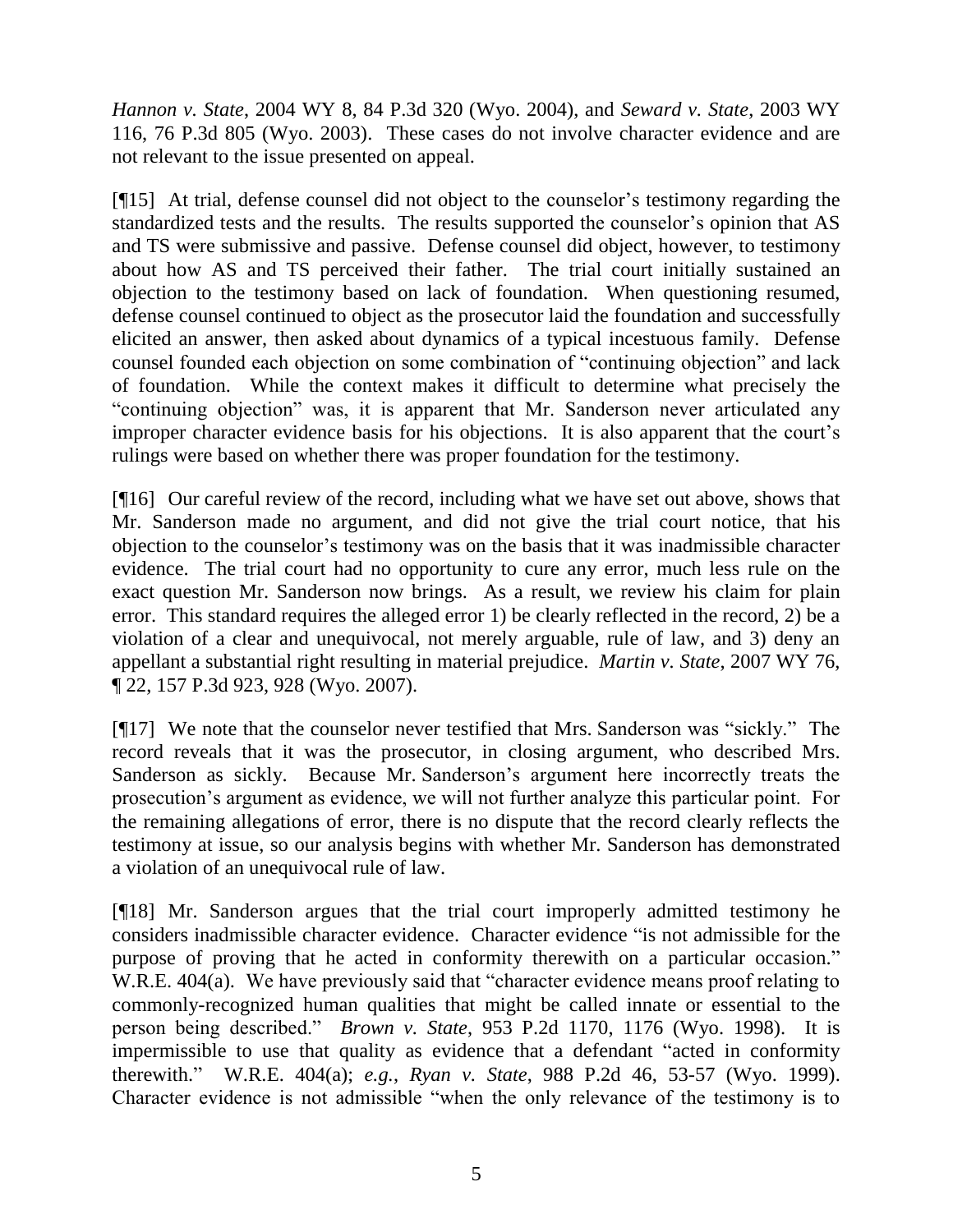*Hannon v. State*, 2004 WY 8, 84 P.3d 320 (Wyo. 2004), and *Seward v. State*, 2003 WY 116, 76 P.3d 805 (Wyo. 2003). These cases do not involve character evidence and are not relevant to the issue presented on appeal.

[¶15] At trial, defense counsel did not object to the counselor's testimony regarding the standardized tests and the results. The results supported the counselor's opinion that AS and TS were submissive and passive. Defense counsel did object, however, to testimony about how AS and TS perceived their father. The trial court initially sustained an objection to the testimony based on lack of foundation. When questioning resumed, defense counsel continued to object as the prosecutor laid the foundation and successfully elicited an answer, then asked about dynamics of a typical incestuous family. Defense counsel founded each objection on some combination of "continuing objection" and lack of foundation. While the context makes it difficult to determine what precisely the "continuing objection" was, it is apparent that Mr. Sanderson never articulated any improper character evidence basis for his objections. It is also apparent that the court's rulings were based on whether there was proper foundation for the testimony.

[¶16] Our careful review of the record, including what we have set out above, shows that Mr. Sanderson made no argument, and did not give the trial court notice, that his objection to the counselor's testimony was on the basis that it was inadmissible character evidence. The trial court had no opportunity to cure any error, much less rule on the exact question Mr. Sanderson now brings. As a result, we review his claim for plain error. This standard requires the alleged error 1) be clearly reflected in the record, 2) be a violation of a clear and unequivocal, not merely arguable, rule of law, and 3) deny an appellant a substantial right resulting in material prejudice. *Martin v. State*, 2007 WY 76, ¶ 22, 157 P.3d 923, 928 (Wyo. 2007).

[¶17] We note that the counselor never testified that Mrs. Sanderson was "sickly." The record reveals that it was the prosecutor, in closing argument, who described Mrs. Sanderson as sickly. Because Mr. Sanderson's argument here incorrectly treats the prosecution's argument as evidence, we will not further analyze this particular point. For the remaining allegations of error, there is no dispute that the record clearly reflects the testimony at issue, so our analysis begins with whether Mr. Sanderson has demonstrated a violation of an unequivocal rule of law.

[¶18] Mr. Sanderson argues that the trial court improperly admitted testimony he considers inadmissible character evidence. Character evidence "is not admissible for the purpose of proving that he acted in conformity therewith on a particular occasion." W.R.E. 404(a). We have previously said that "character evidence means proof relating to commonly-recognized human qualities that might be called innate or essential to the person being described." *Brown v. State*, 953 P.2d 1170, 1176 (Wyo. 1998). It is impermissible to use that quality as evidence that a defendant "acted in conformity therewith." W.R.E. 404(a); *e.g.*, *Ryan v. State*, 988 P.2d 46, 53-57 (Wyo. 1999). Character evidence is not admissible "when the only relevance of the testimony is to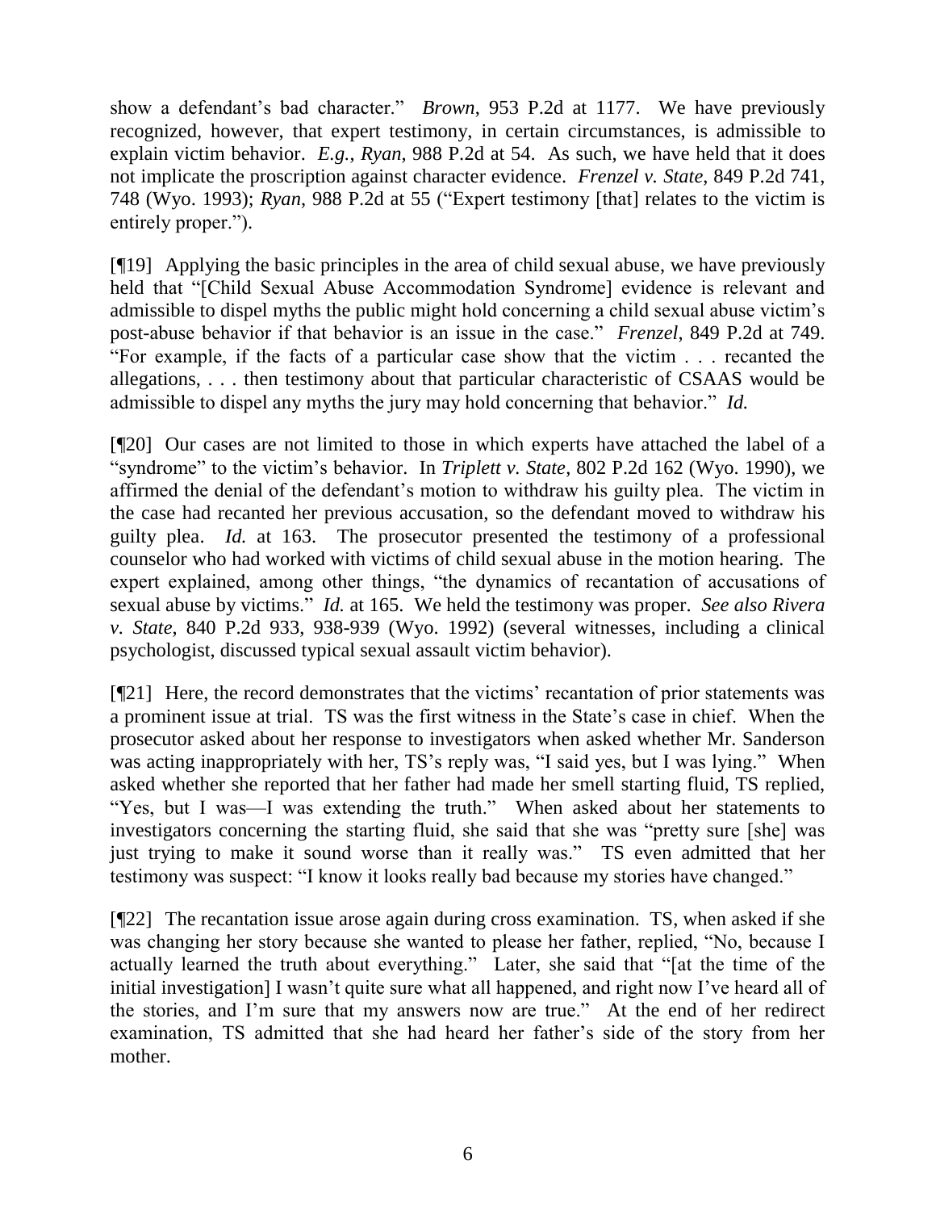show a defendant's bad character." *Brown*, 953 P.2d at 1177. We have previously recognized, however, that expert testimony, in certain circumstances, is admissible to explain victim behavior. *E.g.*, *Ryan*, 988 P.2d at 54. As such, we have held that it does not implicate the proscription against character evidence. *Frenzel v. State*, 849 P.2d 741, 748 (Wyo. 1993); *Ryan*, 988 P.2d at 55 ("Expert testimony [that] relates to the victim is entirely proper.").

[¶19] Applying the basic principles in the area of child sexual abuse, we have previously held that "[Child Sexual Abuse Accommodation Syndrome] evidence is relevant and admissible to dispel myths the public might hold concerning a child sexual abuse victim's post-abuse behavior if that behavior is an issue in the case." *Frenzel*, 849 P.2d at 749. "For example, if the facts of a particular case show that the victim . . . recanted the allegations, . . . then testimony about that particular characteristic of CSAAS would be admissible to dispel any myths the jury may hold concerning that behavior." *Id.*

[¶20] Our cases are not limited to those in which experts have attached the label of a "syndrome" to the victim's behavior. In *Triplett v. State*, 802 P.2d 162 (Wyo. 1990), we affirmed the denial of the defendant's motion to withdraw his guilty plea. The victim in the case had recanted her previous accusation, so the defendant moved to withdraw his guilty plea. *Id.* at 163. The prosecutor presented the testimony of a professional counselor who had worked with victims of child sexual abuse in the motion hearing. The expert explained, among other things, "the dynamics of recantation of accusations of sexual abuse by victims." *Id.* at 165. We held the testimony was proper. *See also Rivera v. State*, 840 P.2d 933, 938-939 (Wyo. 1992) (several witnesses, including a clinical psychologist, discussed typical sexual assault victim behavior).

[¶21] Here, the record demonstrates that the victims' recantation of prior statements was a prominent issue at trial. TS was the first witness in the State's case in chief. When the prosecutor asked about her response to investigators when asked whether Mr. Sanderson was acting inappropriately with her, TS's reply was, "I said yes, but I was lying." When asked whether she reported that her father had made her smell starting fluid, TS replied, "Yes, but I was—I was extending the truth." When asked about her statements to investigators concerning the starting fluid, she said that she was "pretty sure [she] was just trying to make it sound worse than it really was." TS even admitted that her testimony was suspect: "I know it looks really bad because my stories have changed."

[¶22] The recantation issue arose again during cross examination. TS, when asked if she was changing her story because she wanted to please her father, replied, "No, because I actually learned the truth about everything." Later, she said that "[at the time of the initial investigation] I wasn't quite sure what all happened, and right now I've heard all of the stories, and I'm sure that my answers now are true." At the end of her redirect examination, TS admitted that she had heard her father's side of the story from her mother.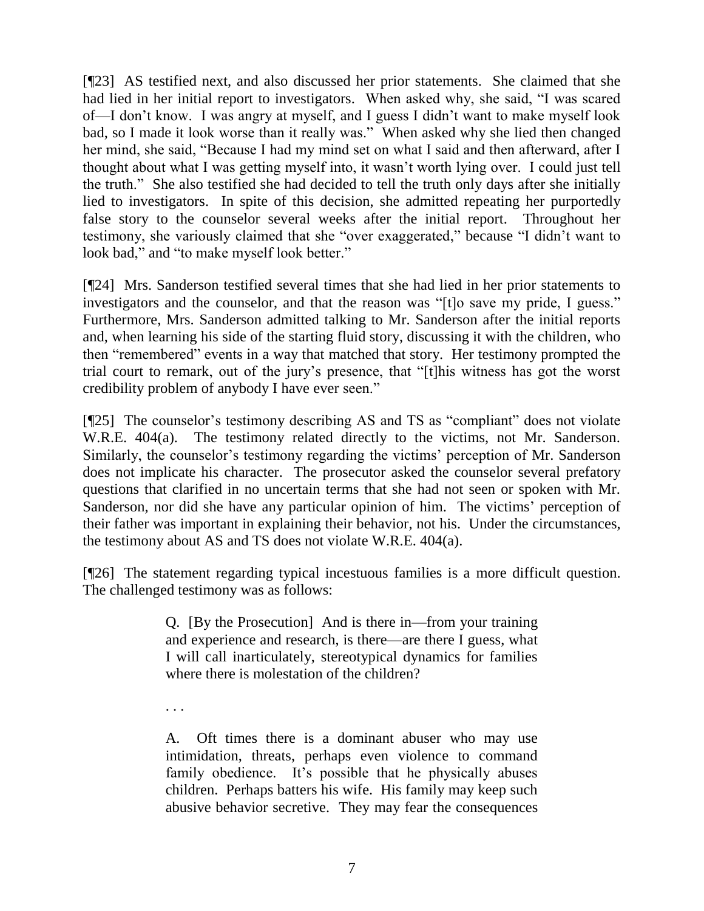[¶23] AS testified next, and also discussed her prior statements. She claimed that she had lied in her initial report to investigators. When asked why, she said, "I was scared of—I don't know. I was angry at myself, and I guess I didn't want to make myself look bad, so I made it look worse than it really was." When asked why she lied then changed her mind, she said, "Because I had my mind set on what I said and then afterward, after I thought about what I was getting myself into, it wasn't worth lying over. I could just tell the truth." She also testified she had decided to tell the truth only days after she initially lied to investigators. In spite of this decision, she admitted repeating her purportedly false story to the counselor several weeks after the initial report. Throughout her testimony, she variously claimed that she "over exaggerated," because "I didn't want to look bad," and "to make myself look better."

[¶24] Mrs. Sanderson testified several times that she had lied in her prior statements to investigators and the counselor, and that the reason was "[t]o save my pride, I guess." Furthermore, Mrs. Sanderson admitted talking to Mr. Sanderson after the initial reports and, when learning his side of the starting fluid story, discussing it with the children, who then "remembered" events in a way that matched that story. Her testimony prompted the trial court to remark, out of the jury's presence, that "[t]his witness has got the worst credibility problem of anybody I have ever seen."

[¶25] The counselor's testimony describing AS and TS as "compliant" does not violate W.R.E. 404(a). The testimony related directly to the victims, not Mr. Sanderson. Similarly, the counselor's testimony regarding the victims' perception of Mr. Sanderson does not implicate his character. The prosecutor asked the counselor several prefatory questions that clarified in no uncertain terms that she had not seen or spoken with Mr. Sanderson, nor did she have any particular opinion of him. The victims' perception of their father was important in explaining their behavior, not his. Under the circumstances, the testimony about AS and TS does not violate W.R.E. 404(a).

[¶26] The statement regarding typical incestuous families is a more difficult question. The challenged testimony was as follows:

> Q. [By the Prosecution] And is there in—from your training and experience and research, is there—are there I guess, what I will call inarticulately, stereotypical dynamics for families where there is molestation of the children?
>
> . . .
>
> A. Oft times there is a dominant abuser who may use intimidation, threats, perhaps even violence to command family obedience. It's possible that he physically abuses children. Perhaps batters his wife. His family may keep such abusive behavior secretive. They may fear the consequences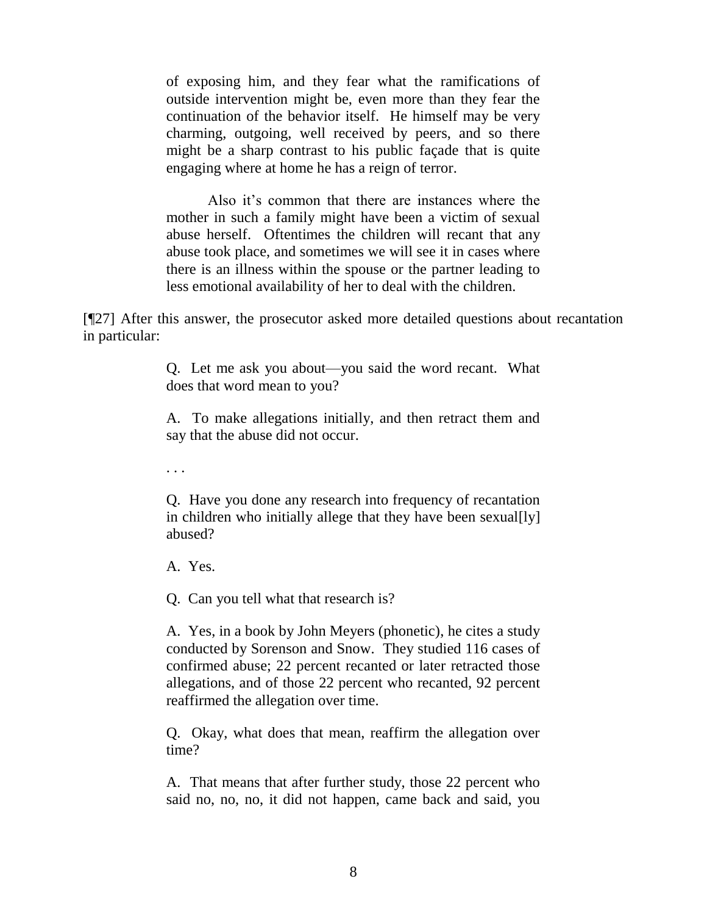> of exposing him, and they fear what the ramifications of outside intervention might be, even more than they fear the continuation of the behavior itself. He himself may be very charming, outgoing, well received by peers, and so there might be a sharp contrast to his public façade that is quite engaging where at home he has a reign of terror.
>
> Also it's common that there are instances where the mother in such a family might have been a victim of sexual abuse herself. Oftentimes the children will recant that any abuse took place, and sometimes we will see it in cases where there is an illness within the spouse or the partner leading to less emotional availability of her to deal with the children.

[¶27] After this answer, the prosecutor asked more detailed questions about recantation in particular:

> Q. Let me ask you about—you said the word recant. What does that word mean to you?
>
> A. To make allegations initially, and then retract them and say that the abuse did not occur.
>
> . . .
>
> Q. Have you done any research into frequency of recantation in children who initially allege that they have been sexual[ly] abused?
>
> A. Yes.
>
> Q. Can you tell what that research is?
>
> A. Yes, in a book by John Meyers (phonetic), he cites a study conducted by Sorenson and Snow. They studied 116 cases of confirmed abuse; 22 percent recanted or later retracted those allegations, and of those 22 percent who recanted, 92 percent reaffirmed the allegation over time.
>
> Q. Okay, what does that mean, reaffirm the allegation over time?
>
> A. That means that after further study, those 22 percent who said no, no, no, it did not happen, came back and said, you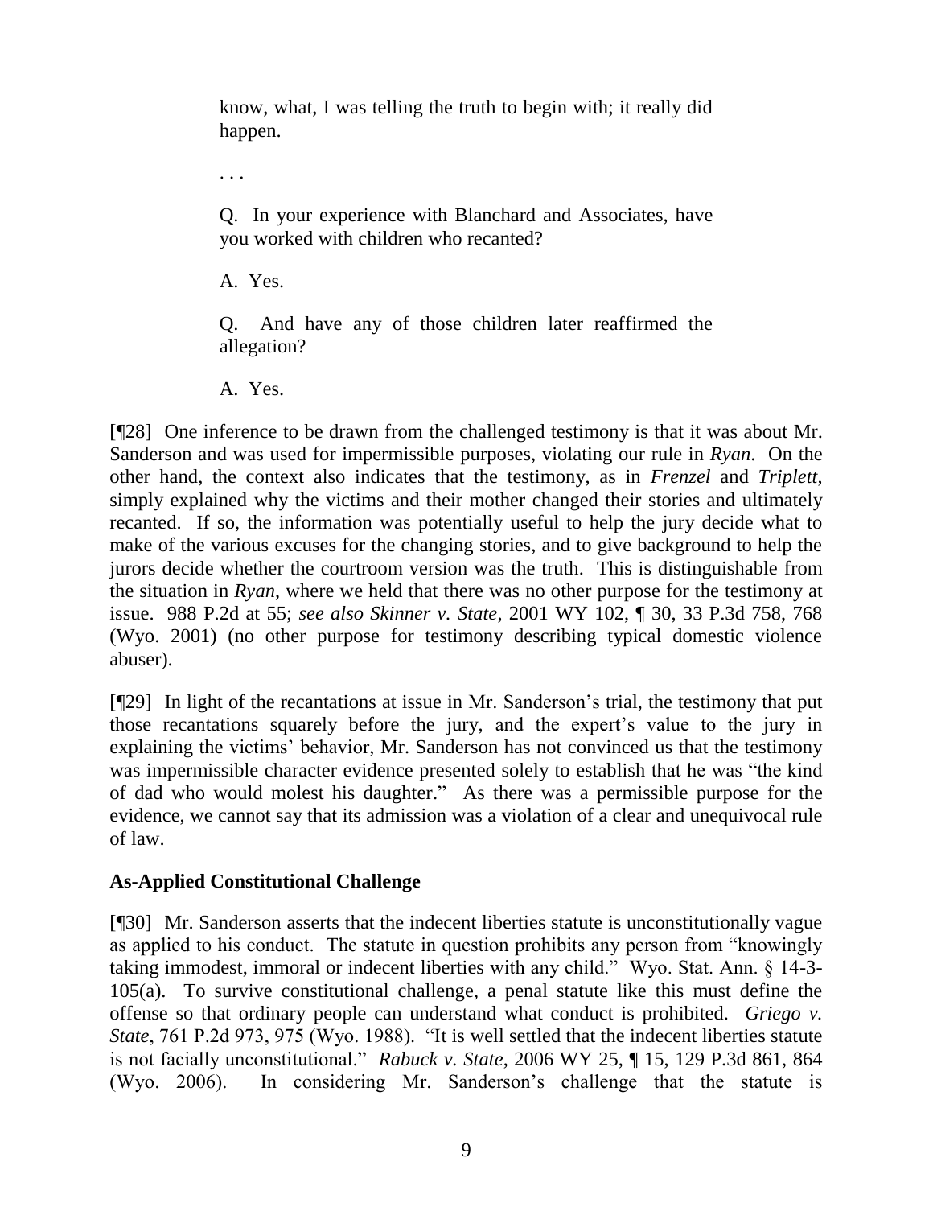> know, what, I was telling the truth to begin with; it really did happen.
>
> . . .
>
> Q. In your experience with Blanchard and Associates, have you worked with children who recanted?
>
> A. Yes.
>
> Q. And have any of those children later reaffirmed the allegation?
>
> A. Yes.

[¶28] One inference to be drawn from the challenged testimony is that it was about Mr. Sanderson and was used for impermissible purposes, violating our rule in *Ryan*. On the other hand, the context also indicates that the testimony, as in *Frenzel* and *Triplett*, simply explained why the victims and their mother changed their stories and ultimately recanted. If so, the information was potentially useful to help the jury decide what to make of the various excuses for the changing stories, and to give background to help the jurors decide whether the courtroom version was the truth. This is distinguishable from the situation in *Ryan*, where we held that there was no other purpose for the testimony at issue. 988 P.2d at 55; *see also Skinner v. State*, 2001 WY 102, ¶ 30, 33 P.3d 758, 768 (Wyo. 2001) (no other purpose for testimony describing typical domestic violence abuser).

[¶29] In light of the recantations at issue in Mr. Sanderson's trial, the testimony that put those recantations squarely before the jury, and the expert's value to the jury in explaining the victims' behavior, Mr. Sanderson has not convinced us that the testimony was impermissible character evidence presented solely to establish that he was "the kind of dad who would molest his daughter." As there was a permissible purpose for the evidence, we cannot say that its admission was a violation of a clear and unequivocal rule of law.

## As-Applied Constitutional Challenge

[¶30] Mr. Sanderson asserts that the indecent liberties statute is unconstitutionally vague as applied to his conduct. The statute in question prohibits any person from "knowingly taking immodest, immoral or indecent liberties with any child." Wyo. Stat. Ann. § 14-3-105(a). To survive constitutional challenge, a penal statute like this must define the offense so that ordinary people can understand what conduct is prohibited. *Griego v. State*, 761 P.2d 973, 975 (Wyo. 1988). "It is well settled that the indecent liberties statute is not facially unconstitutional." *Rabuck v. State*, 2006 WY 25, ¶ 15, 129 P.3d 861, 864 (Wyo. 2006). In considering Mr. Sanderson's challenge that the statute is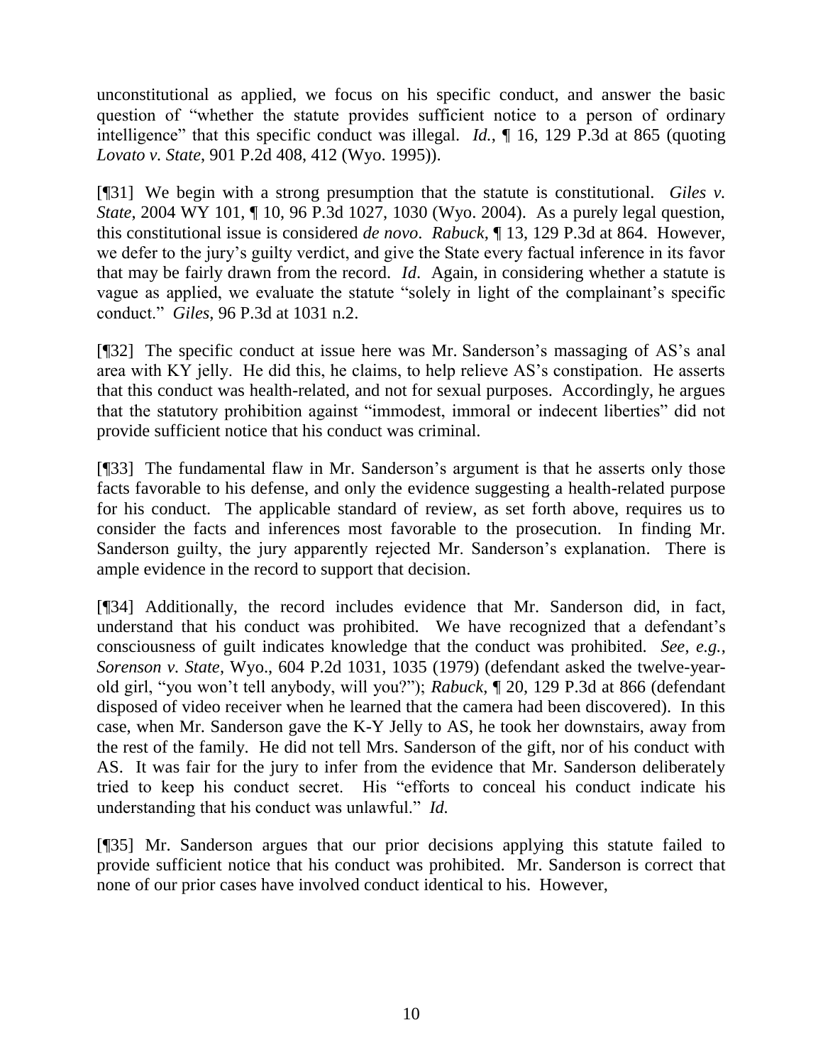unconstitutional as applied, we focus on his specific conduct, and answer the basic question of "whether the statute provides sufficient notice to a person of ordinary intelligence" that this specific conduct was illegal. *Id.*, ¶ 16, 129 P.3d at 865 (quoting *Lovato v. State*, 901 P.2d 408, 412 (Wyo. 1995)).

[¶31] We begin with a strong presumption that the statute is constitutional. *Giles v. State*, 2004 WY 101, ¶ 10, 96 P.3d 1027, 1030 (Wyo. 2004). As a purely legal question, this constitutional issue is considered *de novo*. *Rabuck*, ¶ 13, 129 P.3d at 864. However, we defer to the jury's guilty verdict, and give the State every factual inference in its favor that may be fairly drawn from the record. *Id*. Again, in considering whether a statute is vague as applied, we evaluate the statute "solely in light of the complainant's specific conduct." *Giles*, 96 P.3d at 1031 n.2.

[¶32] The specific conduct at issue here was Mr. Sanderson's massaging of AS's anal area with KY jelly. He did this, he claims, to help relieve AS's constipation. He asserts that this conduct was health-related, and not for sexual purposes. Accordingly, he argues that the statutory prohibition against "immodest, immoral or indecent liberties" did not provide sufficient notice that his conduct was criminal.

[¶33] The fundamental flaw in Mr. Sanderson's argument is that he asserts only those facts favorable to his defense, and only the evidence suggesting a health-related purpose for his conduct. The applicable standard of review, as set forth above, requires us to consider the facts and inferences most favorable to the prosecution. In finding Mr. Sanderson guilty, the jury apparently rejected Mr. Sanderson's explanation. There is ample evidence in the record to support that decision.

[¶34] Additionally, the record includes evidence that Mr. Sanderson did, in fact, understand that his conduct was prohibited. We have recognized that a defendant's consciousness of guilt indicates knowledge that the conduct was prohibited. *See, e.g.*, *Sorenson v. State*, Wyo., 604 P.2d 1031, 1035 (1979) (defendant asked the twelve-year-old girl, "you won't tell anybody, will you?"); *Rabuck*, ¶ 20, 129 P.3d at 866 (defendant disposed of video receiver when he learned that the camera had been discovered). In this case, when Mr. Sanderson gave the K-Y Jelly to AS, he took her downstairs, away from the rest of the family. He did not tell Mrs. Sanderson of the gift, nor of his conduct with AS. It was fair for the jury to infer from the evidence that Mr. Sanderson deliberately tried to keep his conduct secret. His "efforts to conceal his conduct indicate his understanding that his conduct was unlawful." *Id.*

[¶35] Mr. Sanderson argues that our prior decisions applying this statute failed to provide sufficient notice that his conduct was prohibited. Mr. Sanderson is correct that none of our prior cases have involved conduct identical to his. However,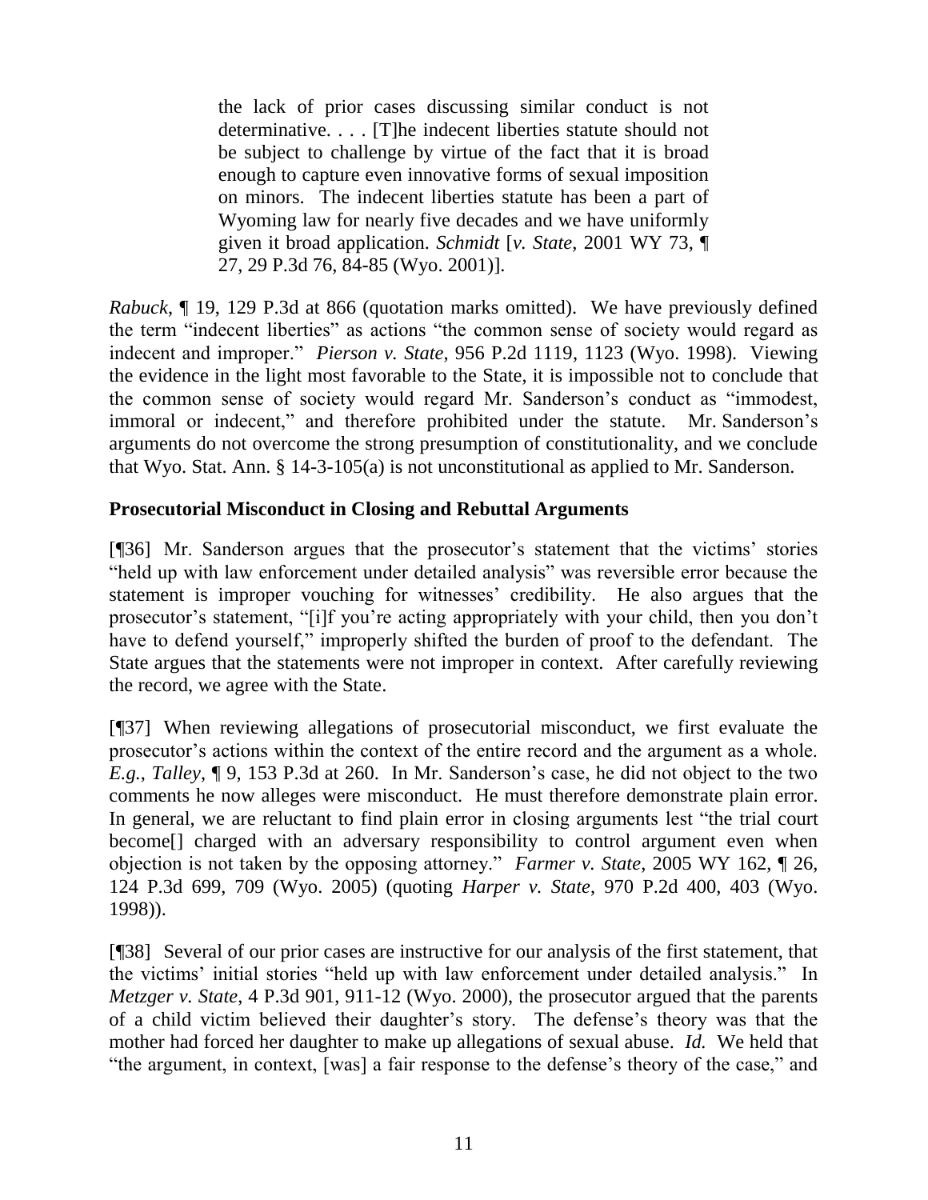> the lack of prior cases discussing similar conduct is not determinative. . . . [T]he indecent liberties statute should not be subject to challenge by virtue of the fact that it is broad enough to capture even innovative forms of sexual imposition on minors. The indecent liberties statute has been a part of Wyoming law for nearly five decades and we have uniformly given it broad application. *Schmidt* [*v. State*, 2001 WY 73, ¶ 27, 29 P.3d 76, 84-85 (Wyo. 2001)].

*Rabuck*, ¶ 19, 129 P.3d at 866 (quotation marks omitted). We have previously defined the term "indecent liberties" as actions "the common sense of society would regard as indecent and improper." *Pierson v. State*, 956 P.2d 1119, 1123 (Wyo. 1998). Viewing the evidence in the light most favorable to the State, it is impossible not to conclude that the common sense of society would regard Mr. Sanderson's conduct as "immodest, immoral or indecent," and therefore prohibited under the statute. Mr. Sanderson's arguments do not overcome the strong presumption of constitutionality, and we conclude that Wyo. Stat. Ann. § 14-3-105(a) is not unconstitutional as applied to Mr. Sanderson.

**Prosecutorial Misconduct in Closing and Rebuttal Arguments**

[¶36] Mr. Sanderson argues that the prosecutor's statement that the victims' stories "held up with law enforcement under detailed analysis" was reversible error because the statement is improper vouching for witnesses' credibility. He also argues that the prosecutor's statement, "[i]f you're acting appropriately with your child, then you don't have to defend yourself," improperly shifted the burden of proof to the defendant. The State argues that the statements were not improper in context. After carefully reviewing the record, we agree with the State.

[¶37] When reviewing allegations of prosecutorial misconduct, we first evaluate the prosecutor's actions within the context of the entire record and the argument as a whole. *E.g.*, *Talley*, ¶ 9, 153 P.3d at 260. In Mr. Sanderson's case, he did not object to the two comments he now alleges were misconduct. He must therefore demonstrate plain error. In general, we are reluctant to find plain error in closing arguments lest "the trial court become[] charged with an adversary responsibility to control argument even when objection is not taken by the opposing attorney." *Farmer v. State*, 2005 WY 162, ¶ 26, 124 P.3d 699, 709 (Wyo. 2005) (quoting *Harper v. State*, 970 P.2d 400, 403 (Wyo. 1998)).

[¶38] Several of our prior cases are instructive for our analysis of the first statement, that the victims' initial stories "held up with law enforcement under detailed analysis." In *Metzger v. State*, 4 P.3d 901, 911-12 (Wyo. 2000), the prosecutor argued that the parents of a child victim believed their daughter's story. The defense's theory was that the mother had forced her daughter to make up allegations of sexual abuse. *Id.* We held that "the argument, in context, [was] a fair response to the defense's theory of the case," and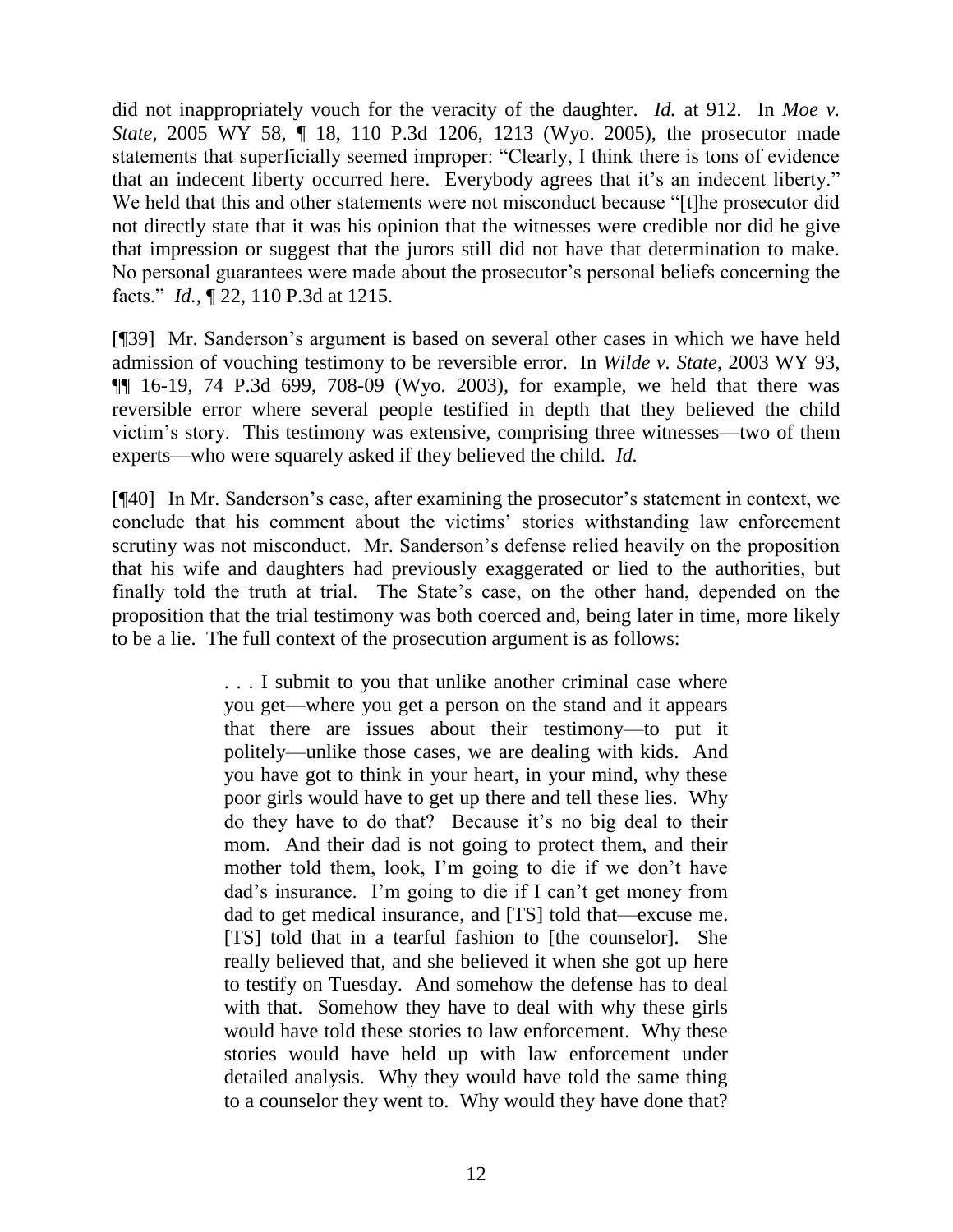did not inappropriately vouch for the veracity of the daughter. *Id.* at 912. In *Moe v. State*, 2005 WY 58, ¶ 18, 110 P.3d 1206, 1213 (Wyo. 2005), the prosecutor made statements that superficially seemed improper: "Clearly, I think there is tons of evidence that an indecent liberty occurred here. Everybody agrees that it's an indecent liberty." We held that this and other statements were not misconduct because "[t]he prosecutor did not directly state that it was his opinion that the witnesses were credible nor did he give that impression or suggest that the jurors still did not have that determination to make. No personal guarantees were made about the prosecutor's personal beliefs concerning the facts." *Id.*, ¶ 22, 110 P.3d at 1215.

[¶39] Mr. Sanderson's argument is based on several other cases in which we have held admission of vouching testimony to be reversible error. In *Wilde v. State*, 2003 WY 93, ¶¶ 16-19, 74 P.3d 699, 708-09 (Wyo. 2003), for example, we held that there was reversible error where several people testified in depth that they believed the child victim's story. This testimony was extensive, comprising three witnesses—two of them experts—who were squarely asked if they believed the child. *Id.*

[¶40] In Mr. Sanderson's case, after examining the prosecutor's statement in context, we conclude that his comment about the victims' stories withstanding law enforcement scrutiny was not misconduct. Mr. Sanderson's defense relied heavily on the proposition that his wife and daughters had previously exaggerated or lied to the authorities, but finally told the truth at trial. The State's case, on the other hand, depended on the proposition that the trial testimony was both coerced and, being later in time, more likely to be a lie. The full context of the prosecution argument is as follows:

> . . . I submit to you that unlike another criminal case where you get—where you get a person on the stand and it appears that there are issues about their testimony—to put it politely—unlike those cases, we are dealing with kids. And you have got to think in your heart, in your mind, why these poor girls would have to get up there and tell these lies. Why do they have to do that? Because it's no big deal to their mom. And their dad is not going to protect them, and their mother told them, look, I'm going to die if we don't have dad's insurance. I'm going to die if I can't get money from dad to get medical insurance, and [TS] told that—excuse me. [TS] told that in a tearful fashion to [the counselor]. She really believed that, and she believed it when she got up here to testify on Tuesday. And somehow the defense has to deal with that. Somehow they have to deal with why these girls would have told these stories to law enforcement. Why these stories would have held up with law enforcement under detailed analysis. Why they would have told the same thing to a counselor they went to. Why would they have done that?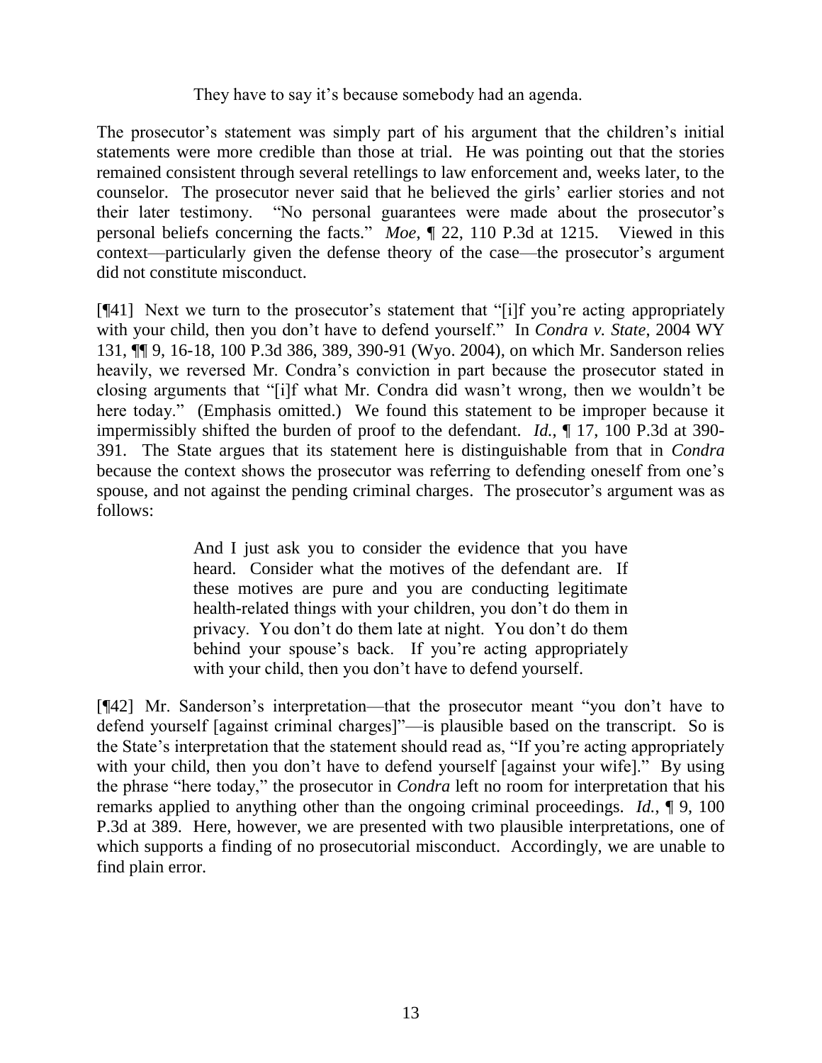> They have to say it's because somebody had an agenda.

The prosecutor's statement was simply part of his argument that the children's initial statements were more credible than those at trial. He was pointing out that the stories remained consistent through several retellings to law enforcement and, weeks later, to the counselor. The prosecutor never said that he believed the girls' earlier stories and not their later testimony. "No personal guarantees were made about the prosecutor's personal beliefs concerning the facts." *Moe*, ¶ 22, 110 P.3d at 1215. Viewed in this context—particularly given the defense theory of the case—the prosecutor's argument did not constitute misconduct.

[¶41] Next we turn to the prosecutor's statement that "[i]f you're acting appropriately with your child, then you don't have to defend yourself." In *Condra v. State*, 2004 WY 131, ¶¶ 9, 16-18, 100 P.3d 386, 389, 390-91 (Wyo. 2004), on which Mr. Sanderson relies heavily, we reversed Mr. Condra's conviction in part because the prosecutor stated in closing arguments that "[i]f what Mr. Condra did wasn't wrong, then we wouldn't be here today." (Emphasis omitted.) We found this statement to be improper because it impermissibly shifted the burden of proof to the defendant. *Id.*, ¶ 17, 100 P.3d at 390-391. The State argues that its statement here is distinguishable from that in *Condra* because the context shows the prosecutor was referring to defending oneself from one's spouse, and not against the pending criminal charges. The prosecutor's argument was as follows:

> And I just ask you to consider the evidence that you have heard. Consider what the motives of the defendant are. If these motives are pure and you are conducting legitimate health-related things with your children, you don't do them in privacy. You don't do them late at night. You don't do them behind your spouse's back. If you're acting appropriately with your child, then you don't have to defend yourself.

[¶42] Mr. Sanderson's interpretation—that the prosecutor meant "you don't have to defend yourself [against criminal charges]"—is plausible based on the transcript. So is the State's interpretation that the statement should read as, "If you're acting appropriately with your child, then you don't have to defend yourself [against your wife]." By using the phrase "here today," the prosecutor in *Condra* left no room for interpretation that his remarks applied to anything other than the ongoing criminal proceedings. *Id.*, ¶ 9, 100 P.3d at 389. Here, however, we are presented with two plausible interpretations, one of which supports a finding of no prosecutorial misconduct. Accordingly, we are unable to find plain error.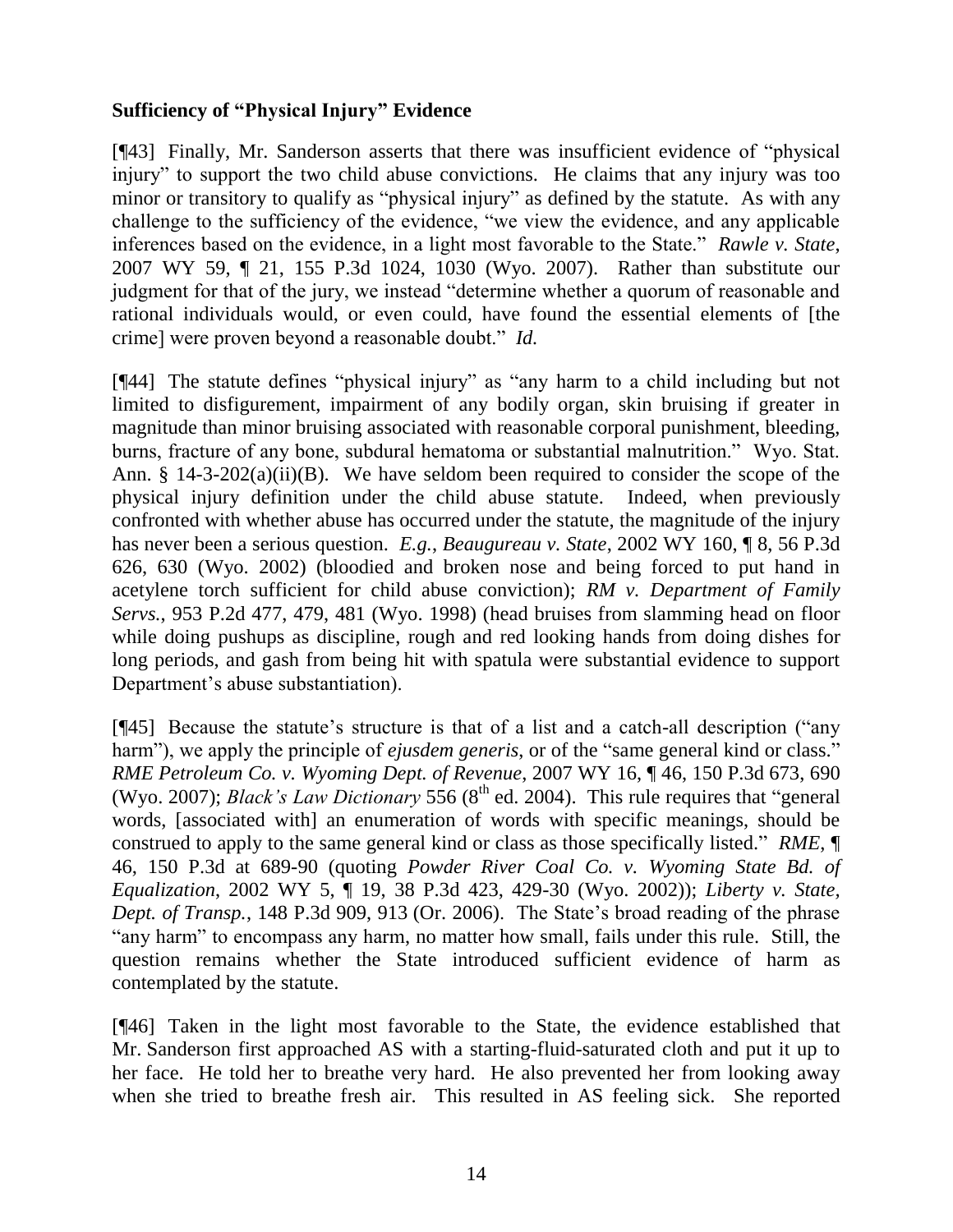### Sufficiency of "Physical Injury" Evidence

[¶43] Finally, Mr. Sanderson asserts that there was insufficient evidence of "physical injury" to support the two child abuse convictions. He claims that any injury was too minor or transitory to qualify as "physical injury" as defined by the statute. As with any challenge to the sufficiency of the evidence, "we view the evidence, and any applicable inferences based on the evidence, in a light most favorable to the State." *Rawle v. State*, 2007 WY 59, ¶ 21, 155 P.3d 1024, 1030 (Wyo. 2007). Rather than substitute our judgment for that of the jury, we instead "determine whether a quorum of reasonable and rational individuals would, or even could, have found the essential elements of [the crime] were proven beyond a reasonable doubt." *Id.*

[¶44] The statute defines "physical injury" as "any harm to a child including but not limited to disfigurement, impairment of any bodily organ, skin bruising if greater in magnitude than minor bruising associated with reasonable corporal punishment, bleeding, burns, fracture of any bone, subdural hematoma or substantial malnutrition." Wyo. Stat. Ann. § 14-3-202(a)(ii)(B). We have seldom been required to consider the scope of the physical injury definition under the child abuse statute. Indeed, when previously confronted with whether abuse has occurred under the statute, the magnitude of the injury has never been a serious question. *E.g.*, *Beaugureau v. State*, 2002 WY 160, ¶ 8, 56 P.3d 626, 630 (Wyo. 2002) (bloodied and broken nose and being forced to put hand in acetylene torch sufficient for child abuse conviction); *RM v. Department of Family Servs.*, 953 P.2d 477, 479, 481 (Wyo. 1998) (head bruises from slamming head on floor while doing pushups as discipline, rough and red looking hands from doing dishes for long periods, and gash from being hit with spatula were substantial evidence to support Department's abuse substantiation).

[¶45] Because the statute's structure is that of a list and a catch-all description ("any harm"), we apply the principle of *ejusdem generis*, or of the "same general kind or class." *RME Petroleum Co. v. Wyoming Dept. of Revenue*, 2007 WY 16, ¶ 46, 150 P.3d 673, 690 (Wyo. 2007); *Black's Law Dictionary* 556 (8th ed. 2004). This rule requires that "general words, [associated with] an enumeration of words with specific meanings, should be construed to apply to the same general kind or class as those specifically listed." *RME*, ¶ 46, 150 P.3d at 689-90 (quoting *Powder River Coal Co. v. Wyoming State Bd. of Equalization*, 2002 WY 5, ¶ 19, 38 P.3d 423, 429-30 (Wyo. 2002)); *Liberty v. State, Dept. of Transp.*, 148 P.3d 909, 913 (Or. 2006). The State's broad reading of the phrase "any harm" to encompass any harm, no matter how small, fails under this rule. Still, the question remains whether the State introduced sufficient evidence of harm as contemplated by the statute.

[¶46] Taken in the light most favorable to the State, the evidence established that Mr. Sanderson first approached AS with a starting-fluid-saturated cloth and put it up to her face. He told her to breathe very hard. He also prevented her from looking away when she tried to breathe fresh air. This resulted in AS feeling sick. She reported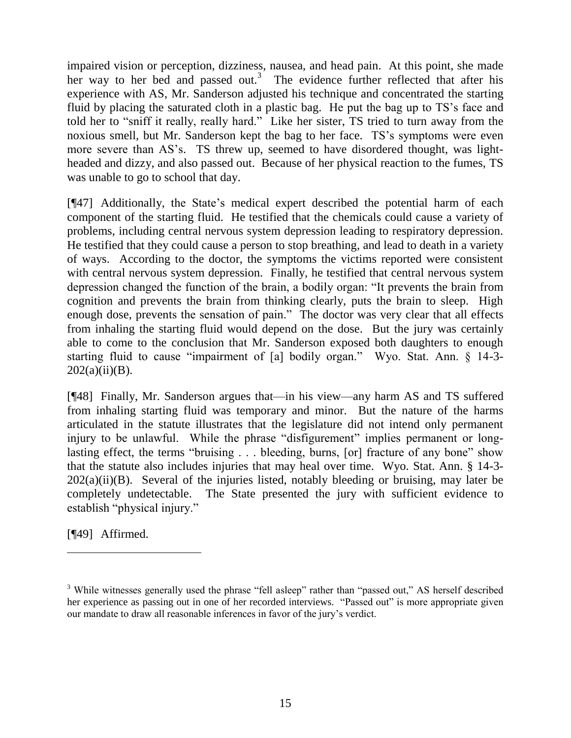impaired vision or perception, dizziness, nausea, and head pain. At this point, she made her way to her bed and passed out.[3] The evidence further reflected that after his experience with AS, Mr. Sanderson adjusted his technique and concentrated the starting fluid by placing the saturated cloth in a plastic bag. He put the bag up to TS's face and told her to "sniff it really, really hard." Like her sister, TS tried to turn away from the noxious smell, but Mr. Sanderson kept the bag to her face. TS's symptoms were even more severe than AS's. TS threw up, seemed to have disordered thought, was light-headed and dizzy, and also passed out. Because of her physical reaction to the fumes, TS was unable to go to school that day.

[¶47] Additionally, the State's medical expert described the potential harm of each component of the starting fluid. He testified that the chemicals could cause a variety of problems, including central nervous system depression leading to respiratory depression. He testified that they could cause a person to stop breathing, and lead to death in a variety of ways. According to the doctor, the symptoms the victims reported were consistent with central nervous system depression. Finally, he testified that central nervous system depression changed the function of the brain, a bodily organ: "It prevents the brain from cognition and prevents the brain from thinking clearly, puts the brain to sleep. High enough dose, prevents the sensation of pain." The doctor was very clear that all effects from inhaling the starting fluid would depend on the dose. But the jury was certainly able to come to the conclusion that Mr. Sanderson exposed both daughters to enough starting fluid to cause "impairment of [a] bodily organ." Wyo. Stat. Ann. § 14-3-202(a)(ii)(B).

[¶48] Finally, Mr. Sanderson argues that—in his view—any harm AS and TS suffered from inhaling starting fluid was temporary and minor. But the nature of the harms articulated in the statute illustrates that the legislature did not intend only permanent injury to be unlawful. While the phrase "disfigurement" implies permanent or long-lasting effect, the terms "bruising . . . bleeding, burns, [or] fracture of any bone" show that the statute also includes injuries that may heal over time. Wyo. Stat. Ann. § 14-3-202(a)(ii)(B). Several of the injuries listed, notably bleeding or bruising, may later be completely undetectable. The State presented the jury with sufficient evidence to establish "physical injury."

[¶49] Affirmed.

---

[3] While witnesses generally used the phrase "fell asleep" rather than "passed out," AS herself described her experience as passing out in one of her recorded interviews. "Passed out" is more appropriate given our mandate to draw all reasonable inferences in favor of the jury's verdict.